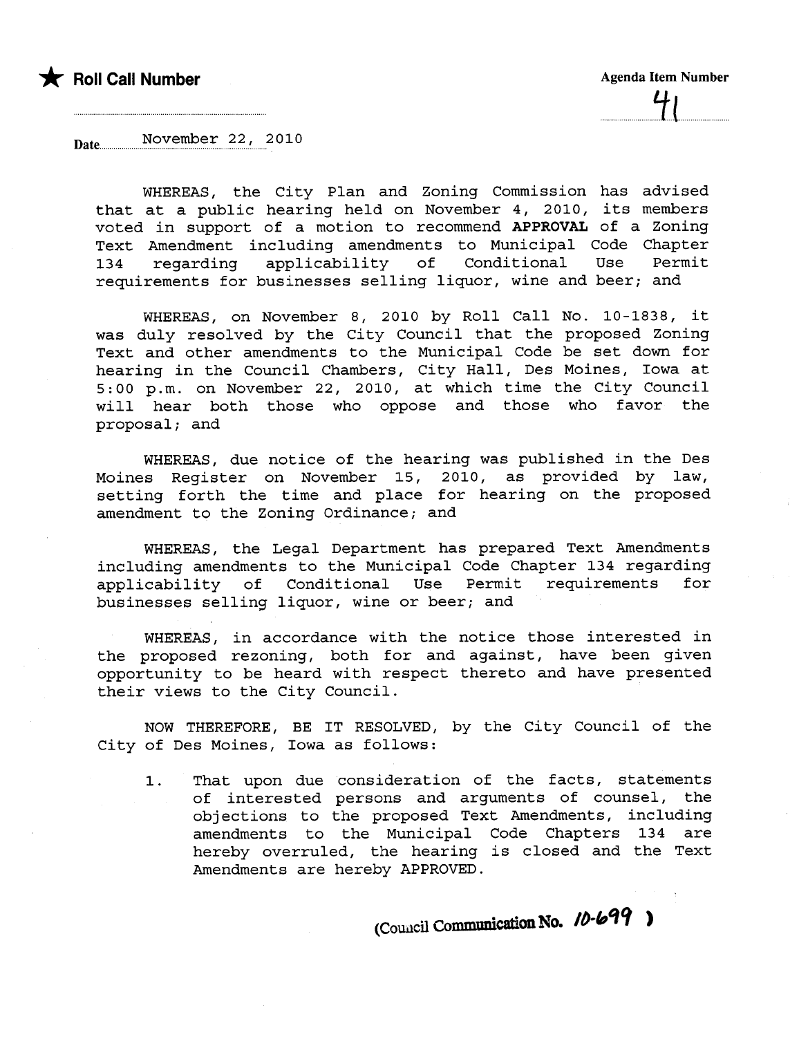★ **Roll Call Number**

**Agenda Item Number**

41

Date November 22, 2010

WHEREAS, the City Plan and Zoning Commission has advised that at a public hearing held on November 4, 2010, its members voted in support of a motion to recommend **APPROVAL** of a Zoning Text Amendment including amendments to Municipal Code Chapter 134 regarding applicability of Conditional Use Permit requirements for businesses selling liquor, wine and beer; and

WHEREAS, on November 8, 2010 by Roll Call No. 10-1838, it was duly resolved by the City Council that the proposed Zoning Text and other amendments to the Municipal Code be set down for hearing in the Council Chambers, City Hall, Des Moines, Iowa at 5:00 p.m. on November 22, 2010, at which time the City Council will hear both those who oppose and those who favor the proposal; and

WHEREAS, due notice of the hearing was published in the Des Moines Register on November 15, 2010, as provided by law, setting forth the time and place for hearing on the proposed amendment to the Zoning Ordinance; and

WHEREAS, the Legal Department has prepared Text Amendments including amendments to the Municipal Code Chapter 134 regarding applicability of Conditional Use Permit requirements for businesses selling liquor, wine or beer; and

WHEREAS, in accordance with the notice those interested in the proposed rezoning, both for and against, have been given opportunity to be heard with respect thereto and have presented their views to the City Council.

NOW THEREFORE, BE IT RESOLVED, by the City Council of the City of Des Moines, Iowa as follows:

1. That upon due consideration of the facts, statements of interested persons and arguments of counsel, the objections to the proposed Text Amendments, including amendments to the Municipal Code Chapters 134 are hereby overruled, the hearing is closed and the Text Amendments are hereby APPROVED.

(Council Communication No. 10-699)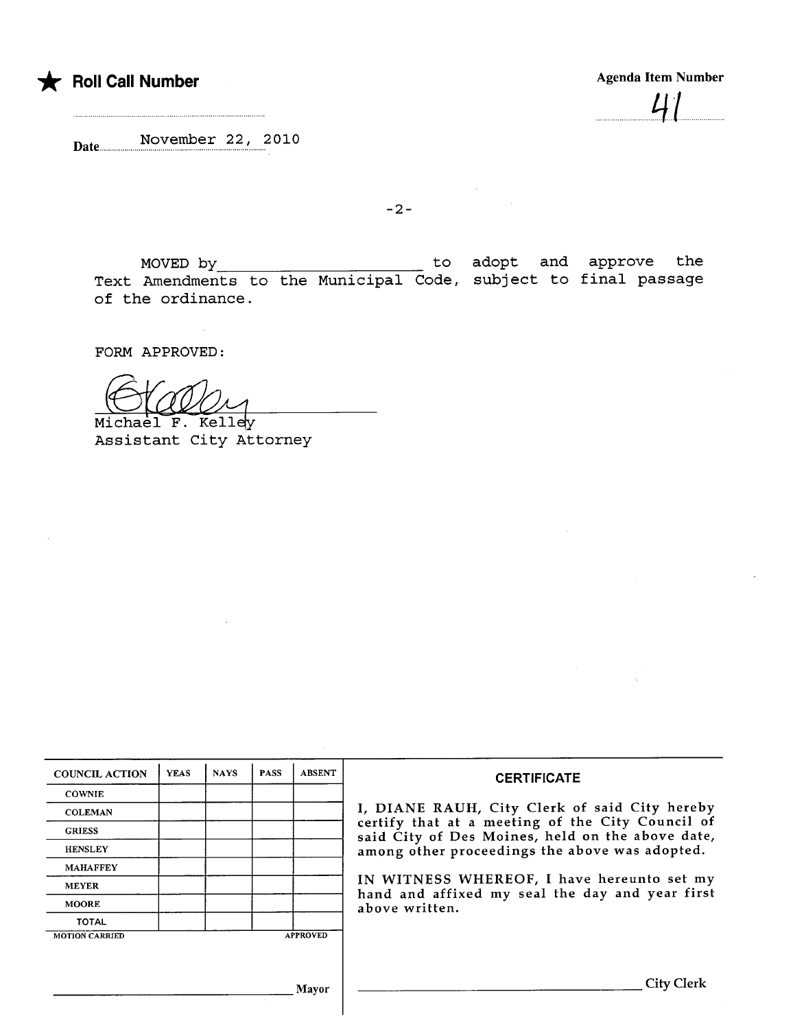★ **Roll Call Number**

Agenda Item Number

41

Date November 22, 2010

-2-

MOVED by_______________________ to adopt and approve the Text Amendments to the Municipal Code, subject to final passage of the ordinance.

FORM APPROVED:

Michael F. Kelley
Assistant City Attorney

| COUNCIL ACTION | YEAS | NAYS | PASS | ABSENT |
|---|---|---|---|---|
| COWNIE | | | | |
| COLEMAN | | | | |
| GRIESS | | | | |
| HENSLEY | | | | |
| MAHAFFEY | | | | |
| MEYER | | | | |
| MOORE | | | | |
| TOTAL | | | | |

MOTION CARRIED APPROVED

_______________________________ Mayor

**CERTIFICATE**

I, DIANE RAUH, City Clerk of said City hereby certify that at a meeting of the City Council of said City of Des Moines, held on the above date, among other proceedings the above was adopted.

IN WITNESS WHEREOF, I have hereunto set my hand and affixed my seal the day and year first above written.

_______________________________ City Clerk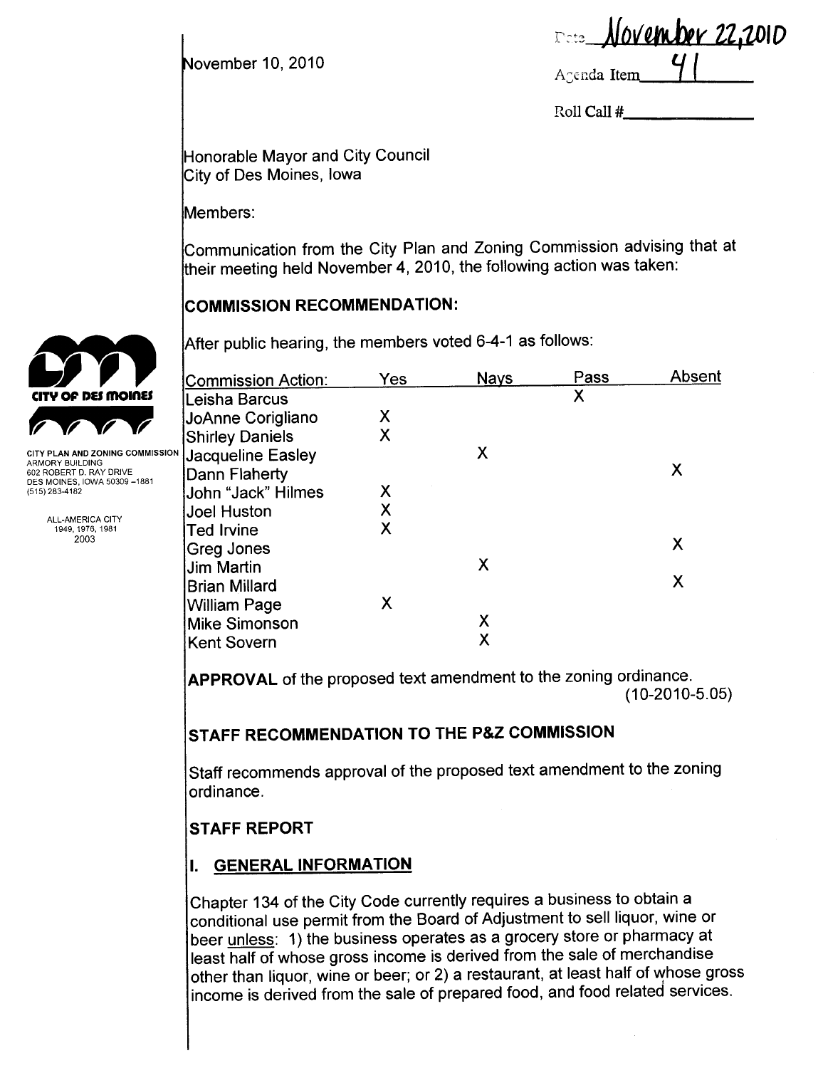November 10, 2010

Date November 22, 2010

Agenda Item 41

Roll Call #\_\_\_\_\_\_\_\_\_\_

CITY OF DES MOINES

CITY PLAN AND ZONING COMMISSION
ARMORY BUILDING
602 ROBERT D. RAY DRIVE
DES MOINES, IOWA 50309-1881
(515) 283-4182

ALL-AMERICA CITY
1949, 1976, 1981
2003

Honorable Mayor and City Council
City of Des Moines, Iowa

Members:

Communication from the City Plan and Zoning Commission advising that at their meeting held November 4, 2010, the following action was taken:

## COMMISSION RECOMMENDATION:

After public hearing, the members voted 6-4-1 as follows:

| Commission Action: | Yes | Nays | Pass | Absent |
|---|---|---|---|---|
| Leisha Barcus | | | X | |
| JoAnne Corigliano | X | | | |
| Shirley Daniels | X | | | |
| Jacqueline Easley | | X | | |
| Dann Flaherty | | | | X |
| John "Jack" Hilmes | X | | | |
| Joel Huston | X | | | |
| Ted Irvine | X | | | |
| Greg Jones | | | | X |
| Jim Martin | | X | | |
| Brian Millard | | | | X |
| William Page | X | | | |
| Mike Simonson | | X | | |
| Kent Sovern | | X | | |

**APPROVAL** of the proposed text amendment to the zoning ordinance.
(10-2010-5.05)

## STAFF RECOMMENDATION TO THE P&Z COMMISSION

Staff recommends approval of the proposed text amendment to the zoning ordinance.

## STAFF REPORT

## I. GENERAL INFORMATION

Chapter 134 of the City Code currently requires a business to obtain a conditional use permit from the Board of Adjustment to sell liquor, wine or beer unless: 1) the business operates as a grocery store or pharmacy at least half of whose gross income is derived from the sale of merchandise other than liquor, wine or beer; or 2) a restaurant, at least half of whose gross income is derived from the sale of prepared food, and food related services.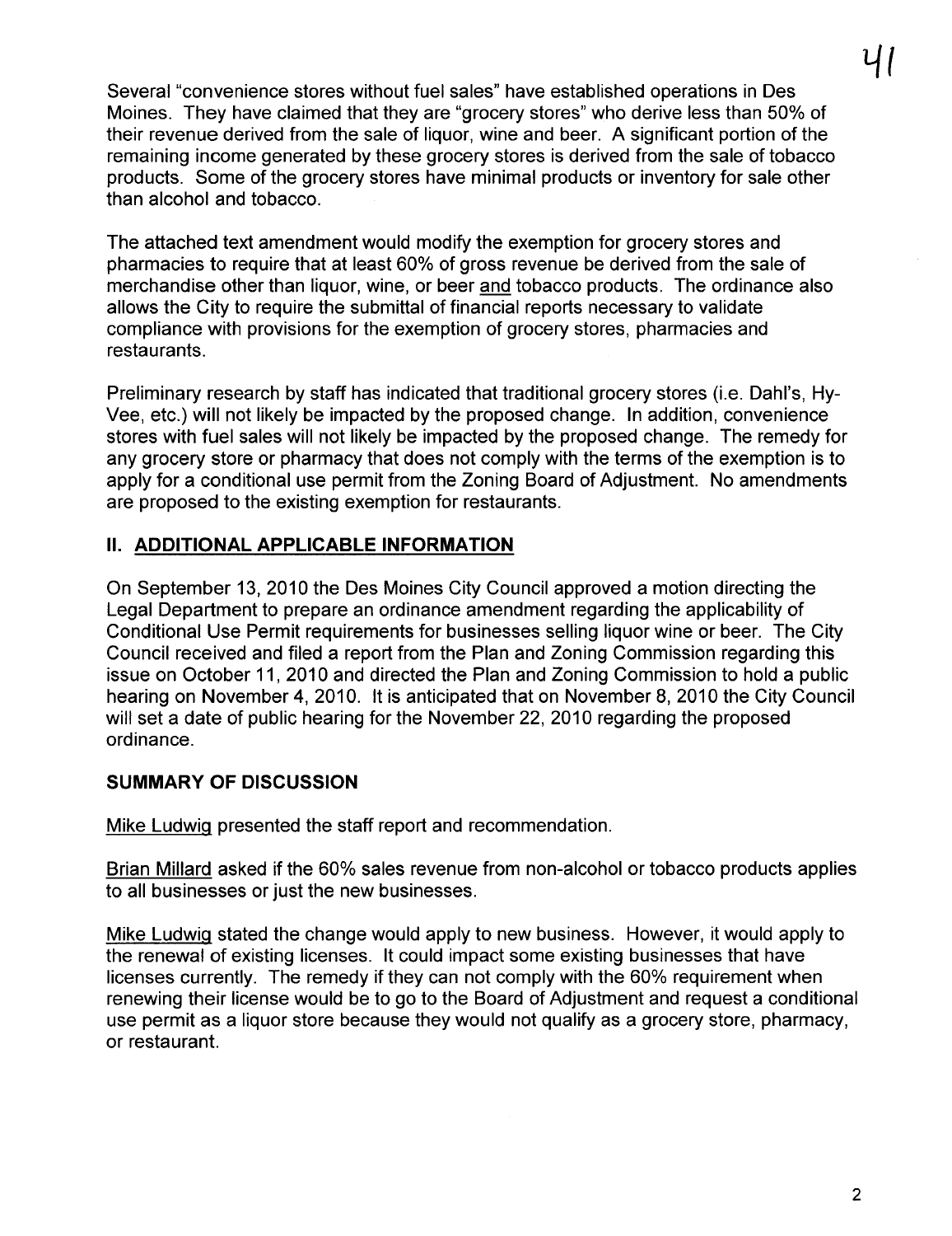Several "convenience stores without fuel sales" have established operations in Des Moines. They have claimed that they are "grocery stores" who derive less than 50% of their revenue derived from the sale of liquor, wine and beer. A significant portion of the remaining income generated by these grocery stores is derived from the sale of tobacco products. Some of the grocery stores have minimal products or inventory for sale other than alcohol and tobacco.

The attached text amendment would modify the exemption for grocery stores and pharmacies to require that at least 60% of gross revenue be derived from the sale of merchandise other than liquor, wine, or beer and tobacco products. The ordinance also allows the City to require the submittal of financial reports necessary to validate compliance with provisions for the exemption of grocery stores, pharmacies and restaurants.

Preliminary research by staff has indicated that traditional grocery stores (i.e. Dahl's, Hy-Vee, etc.) will not likely be impacted by the proposed change. In addition, convenience stores with fuel sales will not likely be impacted by the proposed change. The remedy for any grocery store or pharmacy that does not comply with the terms of the exemption is to apply for a conditional use permit from the Zoning Board of Adjustment. No amendments are proposed to the existing exemption for restaurants.

## II. ADDITIONAL APPLICABLE INFORMATION

On September 13, 2010 the Des Moines City Council approved a motion directing the Legal Department to prepare an ordinance amendment regarding the applicability of Conditional Use Permit requirements for businesses selling liquor wine or beer. The City Council received and filed a report from the Plan and Zoning Commission regarding this issue on October 11, 2010 and directed the Plan and Zoning Commission to hold a public hearing on November 4, 2010. It is anticipated that on November 8, 2010 the City Council will set a date of public hearing for the November 22, 2010 regarding the proposed ordinance.

### SUMMARY OF DISCUSSION

Mike Ludwig presented the staff report and recommendation.

Brian Millard asked if the 60% sales revenue from non-alcohol or tobacco products applies to all businesses or just the new businesses.

Mike Ludwig stated the change would apply to new business. However, it would apply to the renewal of existing licenses. It could impact some existing businesses that have licenses currently. The remedy if they can not comply with the 60% requirement when renewing their license would be to go to the Board of Adjustment and request a conditional use permit as a liquor store because they would not qualify as a grocery store, pharmacy, or restaurant.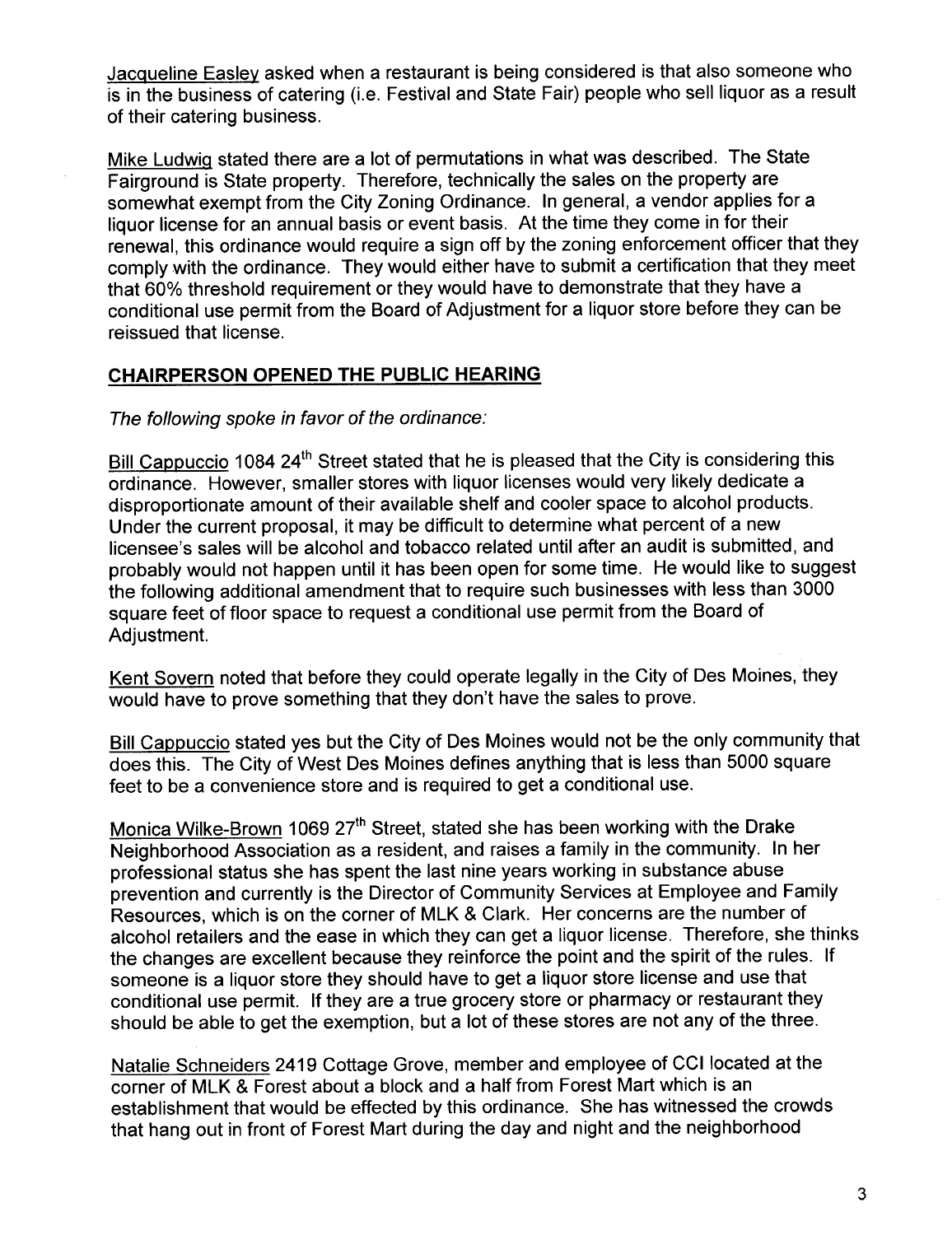Jacqueline Easley asked when a restaurant is being considered is that also someone who is in the business of catering (i.e. Festival and State Fair) people who sell liquor as a result of their catering business.

Mike Ludwig stated there are a lot of permutations in what was described. The State Fairground is State property. Therefore, technically the sales on the property are somewhat exempt from the City Zoning Ordinance. In general, a vendor applies for a liquor license for an annual basis or event basis. At the time they come in for their renewal, this ordinance would require a sign off by the zoning enforcement officer that they comply with the ordinance. They would either have to submit a certification that they meet that 60% threshold requirement or they would have to demonstrate that they have a conditional use permit from the Board of Adjustment for a liquor store before they can be reissued that license.

## CHAIRPERSON OPENED THE PUBLIC HEARING

*The following spoke in favor of the ordinance:*

Bill Cappuccio 1084 24th Street stated that he is pleased that the City is considering this ordinance. However, smaller stores with liquor licenses would very likely dedicate a disproportionate amount of their available shelf and cooler space to alcohol products. Under the current proposal, it may be difficult to determine what percent of a new licensee's sales will be alcohol and tobacco related until after an audit is submitted, and probably would not happen until it has been open for some time. He would like to suggest the following additional amendment that to require such businesses with less than 3000 square feet of floor space to request a conditional use permit from the Board of Adjustment.

Kent Sovern noted that before they could operate legally in the City of Des Moines, they would have to prove something that they don't have the sales to prove.

Bill Cappuccio stated yes but the City of Des Moines would not be the only community that does this. The City of West Des Moines defines anything that is less than 5000 square feet to be a convenience store and is required to get a conditional use.

Monica Wilke-Brown 1069 27th Street, stated she has been working with the Drake Neighborhood Association as a resident, and raises a family in the community. In her professional status she has spent the last nine years working in substance abuse prevention and currently is the Director of Community Services at Employee and Family Resources, which is on the corner of MLK & Clark. Her concerns are the number of alcohol retailers and the ease in which they can get a liquor license. Therefore, she thinks the changes are excellent because they reinforce the point and the spirit of the rules. If someone is a liquor store they should have to get a liquor store license and use that conditional use permit. If they are a true grocery store or pharmacy or restaurant they should be able to get the exemption, but a lot of these stores are not any of the three.

Natalie Schneiders 2419 Cottage Grove, member and employee of CCI located at the corner of MLK & Forest about a block and a half from Forest Mart which is an establishment that would be effected by this ordinance. She has witnessed the crowds that hang out in front of Forest Mart during the day and night and the neighborhood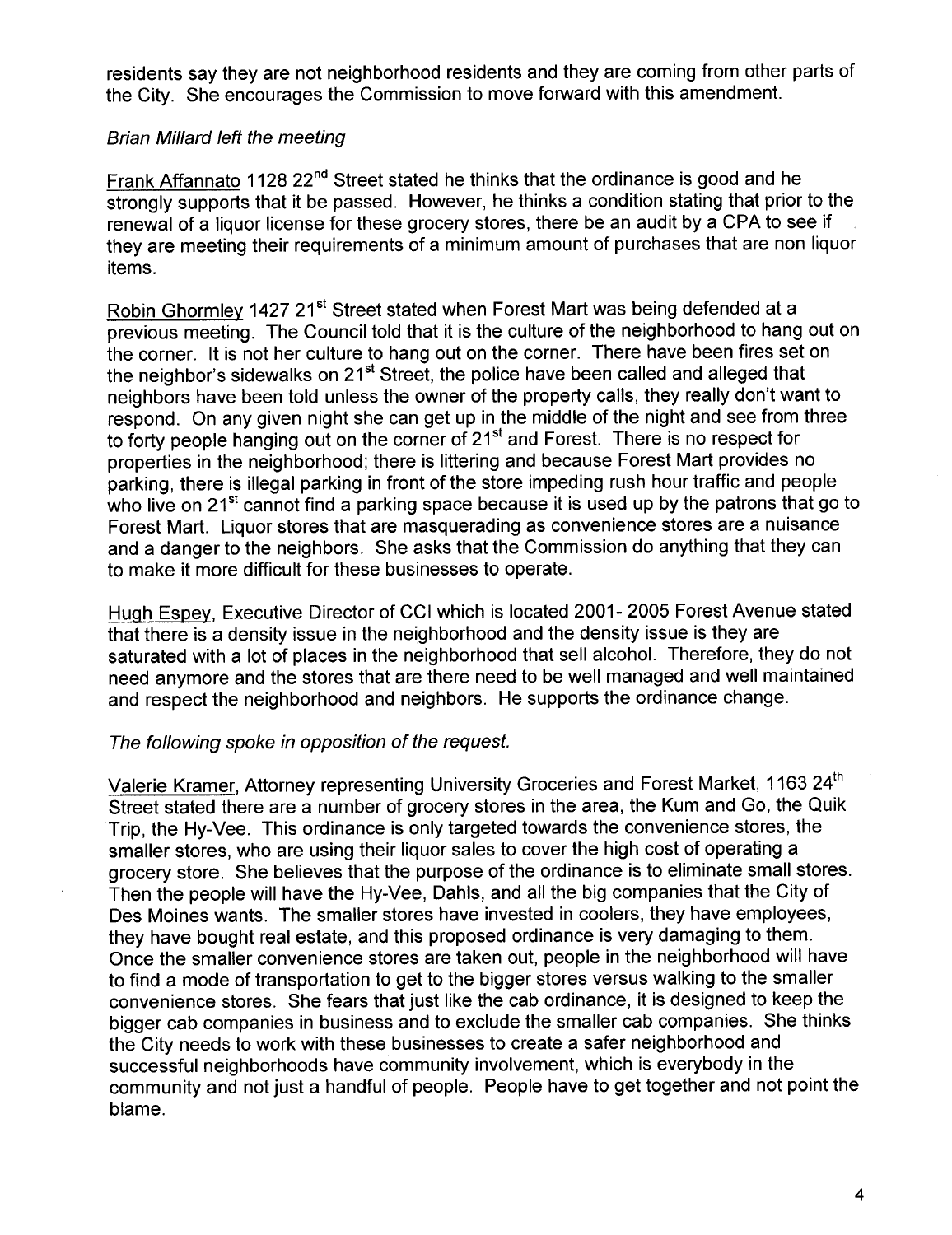residents say they are not neighborhood residents and they are coming from other parts of the City. She encourages the Commission to move forward with this amendment.

*Brian Millard left the meeting*

Frank Affannato 1128 22nd Street stated he thinks that the ordinance is good and he strongly supports that it be passed. However, he thinks a condition stating that prior to the renewal of a liquor license for these grocery stores, there be an audit by a CPA to see if they are meeting their requirements of a minimum amount of purchases that are non liquor items.

Robin Ghormley 1427 21st Street stated when Forest Mart was being defended at a previous meeting. The Council told that it is the culture of the neighborhood to hang out on the corner. It is not her culture to hang out on the corner. There have been fires set on the neighbor's sidewalks on 21st Street, the police have been called and alleged that neighbors have been told unless the owner of the property calls, they really don't want to respond. On any given night she can get up in the middle of the night and see from three to forty people hanging out on the corner of 21st and Forest. There is no respect for properties in the neighborhood; there is littering and because Forest Mart provides no parking, there is illegal parking in front of the store impeding rush hour traffic and people who live on 21st cannot find a parking space because it is used up by the patrons that go to Forest Mart. Liquor stores that are masquerading as convenience stores are a nuisance and a danger to the neighbors. She asks that the Commission do anything that they can to make it more difficult for these businesses to operate.

Hugh Espey, Executive Director of CCI which is located 2001- 2005 Forest Avenue stated that there is a density issue in the neighborhood and the density issue is they are saturated with a lot of places in the neighborhood that sell alcohol. Therefore, they do not need anymore and the stores that are there need to be well managed and well maintained and respect the neighborhood and neighbors. He supports the ordinance change.

*The following spoke in opposition of the request.*

Valerie Kramer, Attorney representing University Groceries and Forest Market, 1163 24th Street stated there are a number of grocery stores in the area, the Kum and Go, the Quik Trip, the Hy-Vee. This ordinance is only targeted towards the convenience stores, the smaller stores, who are using their liquor sales to cover the high cost of operating a grocery store. She believes that the purpose of the ordinance is to eliminate small stores. Then the people will have the Hy-Vee, Dahls, and all the big companies that the City of Des Moines wants. The smaller stores have invested in coolers, they have employees, they have bought real estate, and this proposed ordinance is very damaging to them. Once the smaller convenience stores are taken out, people in the neighborhood will have to find a mode of transportation to get to the bigger stores versus walking to the smaller convenience stores. She fears that just like the cab ordinance, it is designed to keep the bigger cab companies in business and to exclude the smaller cab companies. She thinks the City needs to work with these businesses to create a safer neighborhood and successful neighborhoods have community involvement, which is everybody in the community and not just a handful of people. People have to get together and not point the blame.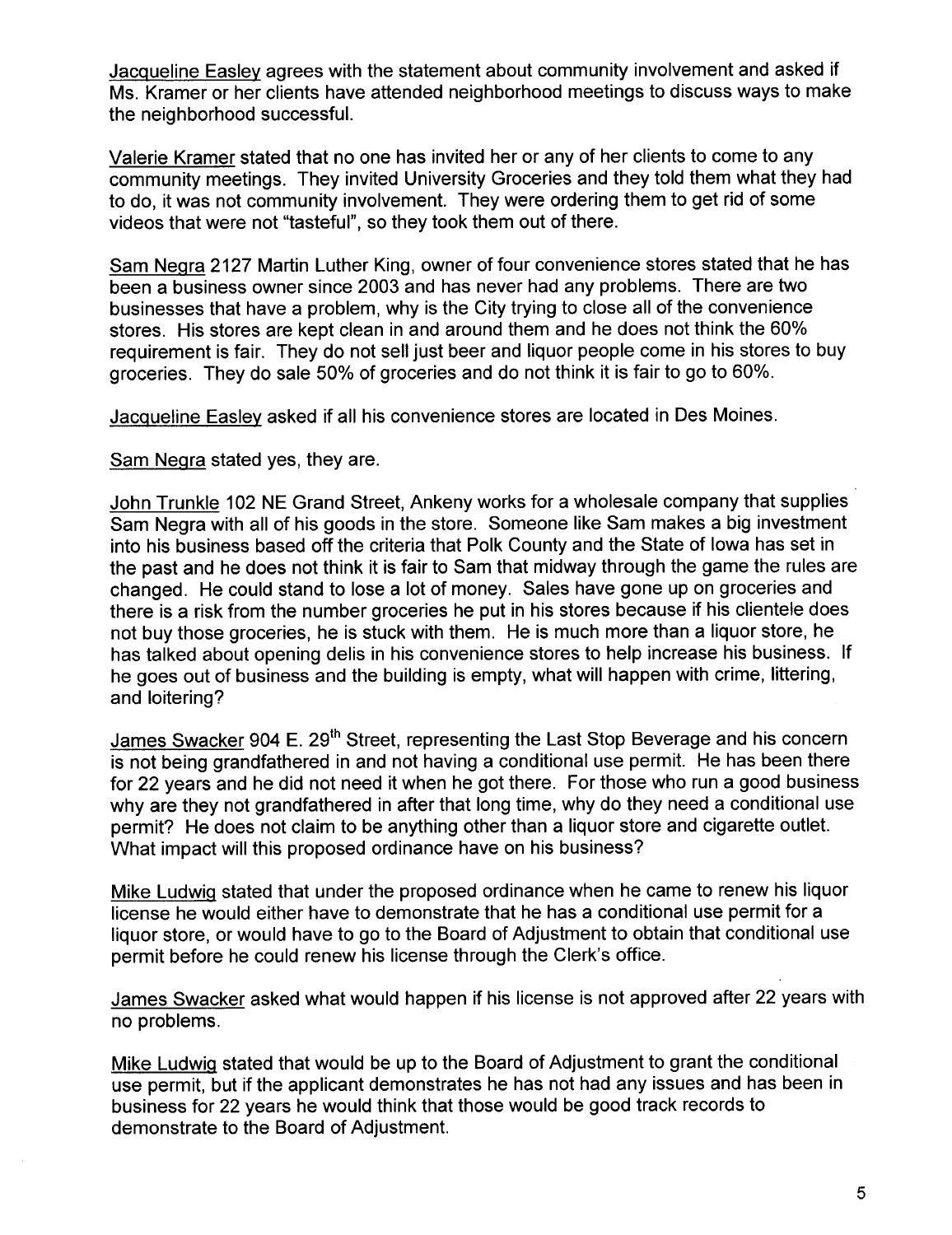Jacqueline Easley agrees with the statement about community involvement and asked if Ms. Kramer or her clients have attended neighborhood meetings to discuss ways to make the neighborhood successful.

Valerie Kramer stated that no one has invited her or any of her clients to come to any community meetings. They invited University Groceries and they told them what they had to do, it was not community involvement. They were ordering them to get rid of some videos that were not "tasteful", so they took them out of there.

Sam Negra 2127 Martin Luther King, owner of four convenience stores stated that he has been a business owner since 2003 and has never had any problems. There are two businesses that have a problem, why is the City trying to close all of the convenience stores. His stores are kept clean in and around them and he does not think the 60% requirement is fair. They do not sell just beer and liquor people come in his stores to buy groceries. They do sale 50% of groceries and do not think it is fair to go to 60%.

Jacqueline Easley asked if all his convenience stores are located in Des Moines.

Sam Negra stated yes, they are.

John Trunkle 102 NE Grand Street, Ankeny works for a wholesale company that supplies Sam Negra with all of his goods in the store. Someone like Sam makes a big investment into his business based off the criteria that Polk County and the State of Iowa has set in the past and he does not think it is fair to Sam that midway through the game the rules are changed. He could stand to lose a lot of money. Sales have gone up on groceries and there is a risk from the number groceries he put in his stores because if his clientele does not buy those groceries, he is stuck with them. He is much more than a liquor store, he has talked about opening delis in his convenience stores to help increase his business. If he goes out of business and the building is empty, what will happen with crime, littering, and loitering?

James Swacker 904 E. 29th Street, representing the Last Stop Beverage and his concern is not being grandfathered in and not having a conditional use permit. He has been there for 22 years and he did not need it when he got there. For those who run a good business why are they not grandfathered in after that long time, why do they need a conditional use permit? He does not claim to be anything other than a liquor store and cigarette outlet. What impact will this proposed ordinance have on his business?

Mike Ludwig stated that under the proposed ordinance when he came to renew his liquor license he would either have to demonstrate that he has a conditional use permit for a liquor store, or would have to go to the Board of Adjustment to obtain that conditional use permit before he could renew his license through the Clerk's office.

James Swacker asked what would happen if his license is not approved after 22 years with no problems.

Mike Ludwig stated that would be up to the Board of Adjustment to grant the conditional use permit, but if the applicant demonstrates he has not had any issues and has been in business for 22 years he would think that those would be good track records to demonstrate to the Board of Adjustment.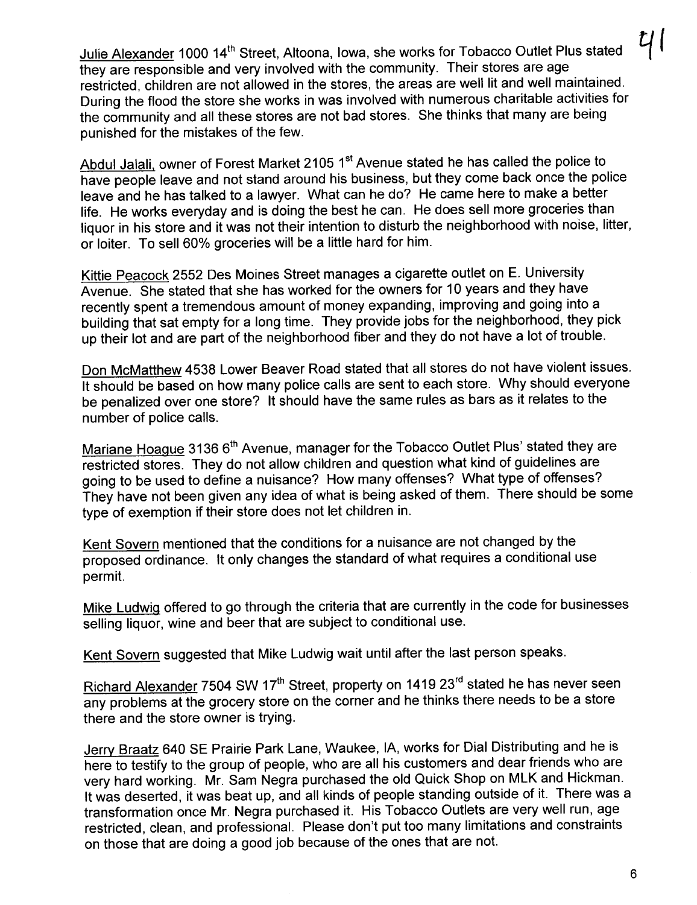Julie Alexander 1000 14th Street, Altoona, Iowa, she works for Tobacco Outlet Plus stated they are responsible and very involved with the community. Their stores are age restricted, children are not allowed in the stores, the areas are well lit and well maintained. During the flood the store she works in was involved with numerous charitable activities for the community and all these stores are not bad stores. She thinks that many are being punished for the mistakes of the few.

Abdul Jalali, owner of Forest Market 2105 1st Avenue stated he has called the police to have people leave and not stand around his business, but they come back once the police leave and he has talked to a lawyer. What can he do? He came here to make a better life. He works everyday and is doing the best he can. He does sell more groceries than liquor in his store and it was not their intention to disturb the neighborhood with noise, litter, or loiter. To sell 60% groceries will be a little hard for him.

Kittie Peacock 2552 Des Moines Street manages a cigarette outlet on E. University Avenue. She stated that she has worked for the owners for 10 years and they have recently spent a tremendous amount of money expanding, improving and going into a building that sat empty for a long time. They provide jobs for the neighborhood, they pick up their lot and are part of the neighborhood fiber and they do not have a lot of trouble.

Don McMatthew 4538 Lower Beaver Road stated that all stores do not have violent issues. It should be based on how many police calls are sent to each store. Why should everyone be penalized over one store? It should have the same rules as bars as it relates to the number of police calls.

Mariane Hoague 3136 6th Avenue, manager for the Tobacco Outlet Plus' stated they are restricted stores. They do not allow children and question what kind of guidelines are going to be used to define a nuisance? How many offenses? What type of offenses? They have not been given any idea of what is being asked of them. There should be some type of exemption if their store does not let children in.

Kent Sovern mentioned that the conditions for a nuisance are not changed by the proposed ordinance. It only changes the standard of what requires a conditional use permit.

Mike Ludwig offered to go through the criteria that are currently in the code for businesses selling liquor, wine and beer that are subject to conditional use.

Kent Sovern suggested that Mike Ludwig wait until after the last person speaks.

Richard Alexander 7504 SW 17th Street, property on 1419 23rd stated he has never seen any problems at the grocery store on the corner and he thinks there needs to be a store there and the store owner is trying.

Jerry Braatz 640 SE Prairie Park Lane, Waukee, IA, works for Dial Distributing and he is here to testify to the group of people, who are all his customers and dear friends who are very hard working. Mr. Sam Negra purchased the old Quick Shop on MLK and Hickman. It was deserted, it was beat up, and all kinds of people standing outside of it. There was a transformation once Mr. Negra purchased it. His Tobacco Outlets are very well run, age restricted, clean, and professional. Please don't put too many limitations and constraints on those that are doing a good job because of the ones that are not.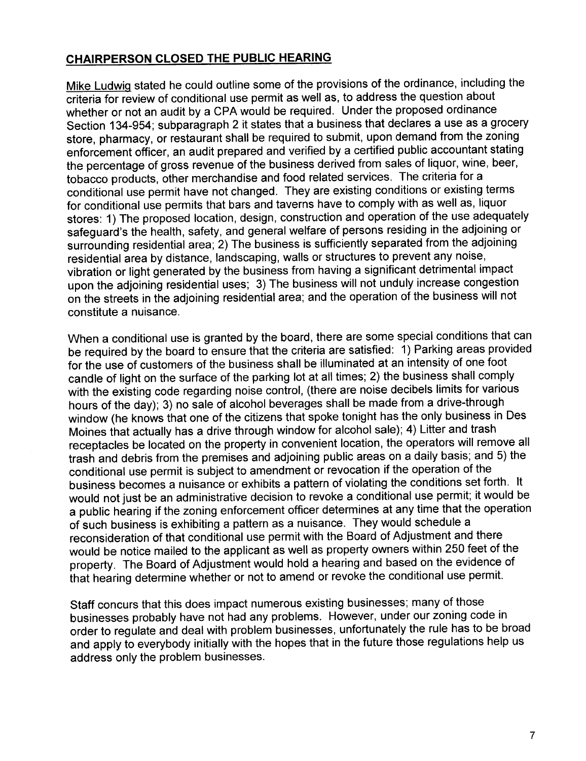## CHAIRPERSON CLOSED THE PUBLIC HEARING

Mike Ludwig stated he could outline some of the provisions of the ordinance, including the criteria for review of conditional use permit as well as, to address the question about whether or not an audit by a CPA would be required. Under the proposed ordinance Section 134-954; subparagraph 2 it states that a business that declares a use as a grocery store, pharmacy, or restaurant shall be required to submit, upon demand from the zoning enforcement officer, an audit prepared and verified by a certified public accountant stating the percentage of gross revenue of the business derived from sales of liquor, wine, beer, tobacco products, other merchandise and food related services. The criteria for a conditional use permit have not changed. They are existing conditions or existing terms for conditional use permits that bars and taverns have to comply with as well as, liquor stores: 1) The proposed location, design, construction and operation of the use adequately safeguard's the health, safety, and general welfare of persons residing in the adjoining or surrounding residential area; 2) The business is sufficiently separated from the adjoining residential area by distance, landscaping, walls or structures to prevent any noise, vibration or light generated by the business from having a significant detrimental impact upon the adjoining residential uses; 3) The business will not unduly increase congestion on the streets in the adjoining residential area; and the operation of the business will not constitute a nuisance.

When a conditional use is granted by the board, there are some special conditions that can be required by the board to ensure that the criteria are satisfied: 1) Parking areas provided for the use of customers of the business shall be illuminated at an intensity of one foot candle of light on the surface of the parking lot at all times; 2) the business shall comply with the existing code regarding noise control, (there are noise decibels limits for various hours of the day); 3) no sale of alcohol beverages shall be made from a drive-through window (he knows that one of the citizens that spoke tonight has the only business in Des Moines that actually has a drive through window for alcohol sale); 4) Litter and trash receptacles be located on the property in convenient location, the operators will remove all trash and debris from the premises and adjoining public areas on a daily basis; and 5) the conditional use permit is subject to amendment or revocation if the operation of the business becomes a nuisance or exhibits a pattern of violating the conditions set forth. It would not just be an administrative decision to revoke a conditional use permit; it would be a public hearing if the zoning enforcement officer determines at any time that the operation of such business is exhibiting a pattern as a nuisance. They would schedule a reconsideration of that conditional use permit with the Board of Adjustment and there would be notice mailed to the applicant as well as property owners within 250 feet of the property. The Board of Adjustment would hold a hearing and based on the evidence of that hearing determine whether or not to amend or revoke the conditional use permit.

Staff concurs that this does impact numerous existing businesses; many of those businesses probably have not had any problems. However, under our zoning code in order to regulate and deal with problem businesses, unfortunately the rule has to be broad and apply to everybody initially with the hopes that in the future those regulations help us address only the problem businesses.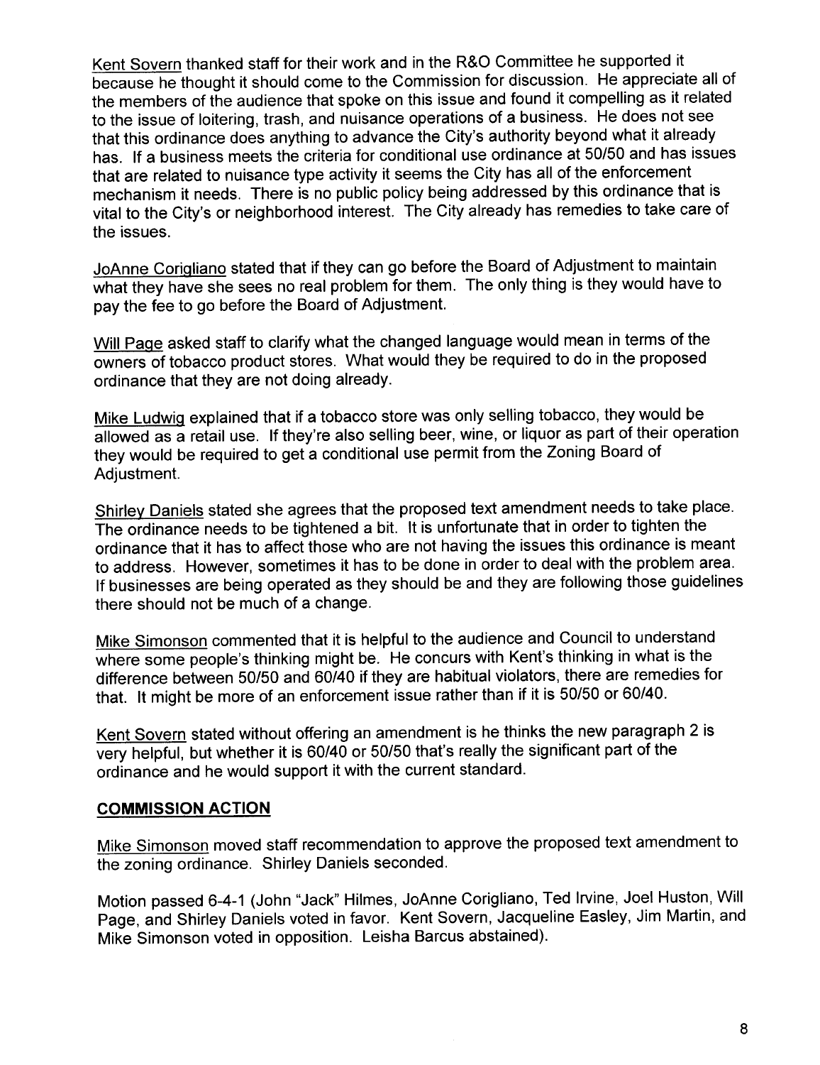Kent Sovern thanked staff for their work and in the R&O Committee he supported it because he thought it should come to the Commission for discussion. He appreciate all of the members of the audience that spoke on this issue and found it compelling as it related to the issue of loitering, trash, and nuisance operations of a business. He does not see that this ordinance does anything to advance the City's authority beyond what it already has. If a business meets the criteria for conditional use ordinance at 50/50 and has issues that are related to nuisance type activity it seems the City has all of the enforcement mechanism it needs. There is no public policy being addressed by this ordinance that is vital to the City's or neighborhood interest. The City already has remedies to take care of the issues.

JoAnne Corigliano stated that if they can go before the Board of Adjustment to maintain what they have she sees no real problem for them. The only thing is they would have to pay the fee to go before the Board of Adjustment.

Will Page asked staff to clarify what the changed language would mean in terms of the owners of tobacco product stores. What would they be required to do in the proposed ordinance that they are not doing already.

Mike Ludwig explained that if a tobacco store was only selling tobacco, they would be allowed as a retail use. If they're also selling beer, wine, or liquor as part of their operation they would be required to get a conditional use permit from the Zoning Board of Adjustment.

Shirley Daniels stated she agrees that the proposed text amendment needs to take place. The ordinance needs to be tightened a bit. It is unfortunate that in order to tighten the ordinance that it has to affect those who are not having the issues this ordinance is meant to address. However, sometimes it has to be done in order to deal with the problem area. If businesses are being operated as they should be and they are following those guidelines there should not be much of a change.

Mike Simonson commented that it is helpful to the audience and Council to understand where some people's thinking might be. He concurs with Kent's thinking in what is the difference between 50/50 and 60/40 if they are habitual violators, there are remedies for that. It might be more of an enforcement issue rather than if it is 50/50 or 60/40.

Kent Sovern stated without offering an amendment is he thinks the new paragraph 2 is very helpful, but whether it is 60/40 or 50/50 that's really the significant part of the ordinance and he would support it with the current standard.

## COMMISSION ACTION

Mike Simonson moved staff recommendation to approve the proposed text amendment to the zoning ordinance. Shirley Daniels seconded.

Motion passed 6-4-1 (John "Jack" Hilmes, JoAnne Corigliano, Ted Irvine, Joel Huston, Will Page, and Shirley Daniels voted in favor. Kent Sovern, Jacqueline Easley, Jim Martin, and Mike Simonson voted in opposition. Leisha Barcus abstained).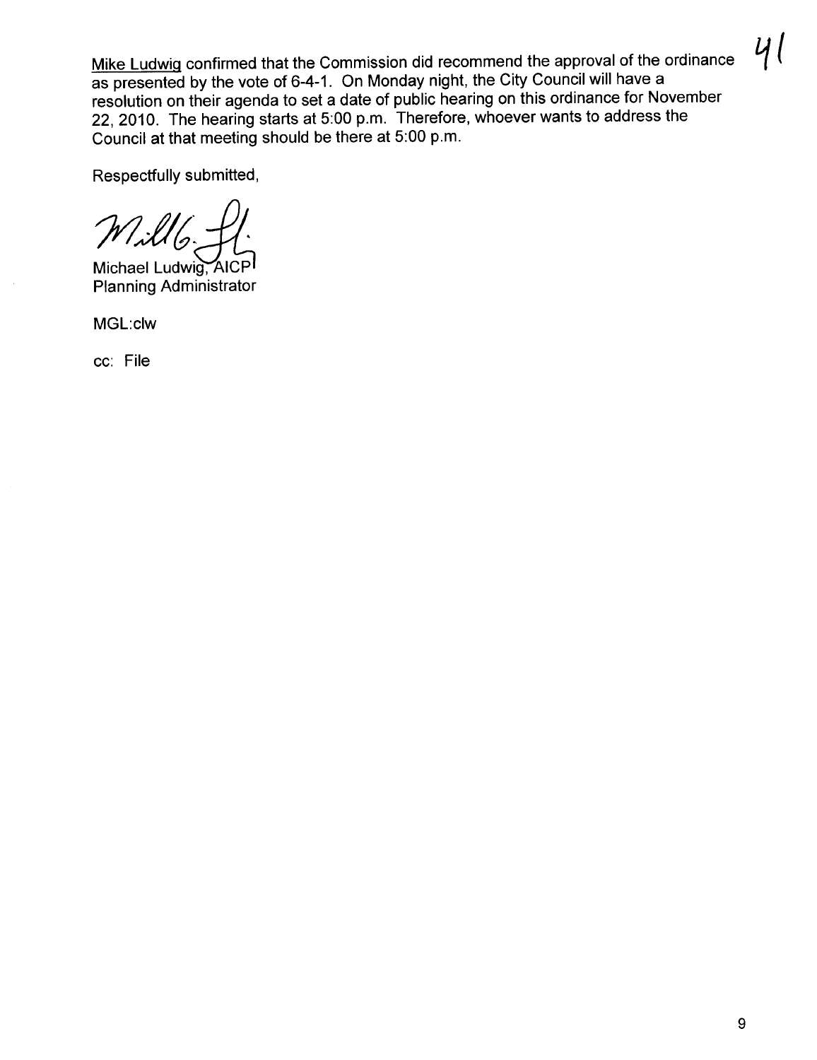Mike Ludwig confirmed that the Commission did recommend the approval of the ordinance as presented by the vote of 6-4-1. On Monday night, the City Council will have a resolution on their agenda to set a date of public hearing on this ordinance for November 22, 2010. The hearing starts at 5:00 p.m. Therefore, whoever wants to address the Council at that meeting should be there at 5:00 p.m.

Respectfully submitted,

Michael Ludwig, AICP
Planning Administrator

MGL:clw

cc: File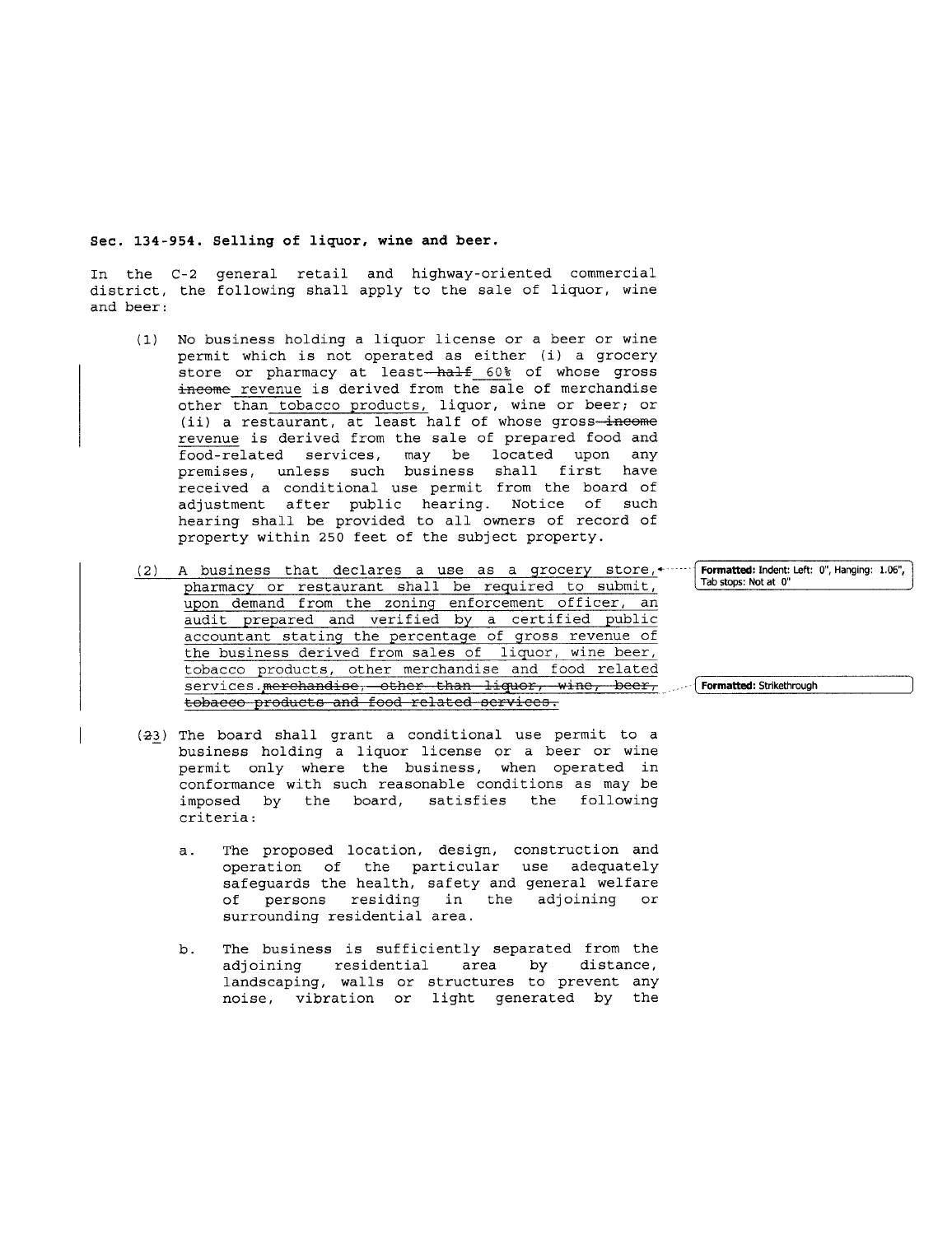**Sec. 134-954. Selling of liquor, wine and beer.**

In the C-2 general retail and highway-oriented commercial district, the following shall apply to the sale of liquor, wine and beer:

(1) No business holding a liquor license or a beer or wine permit which is not operated as either (i) a grocery store or pharmacy at least ~~half~~ 60% of whose gross ~~income~~ revenue is derived from the sale of merchandise other than tobacco products, liquor, wine or beer; or (ii) a restaurant, at least half of whose gross ~~income~~ revenue is derived from the sale of prepared food and food-related services, may be located upon any premises, unless such business shall first have received a conditional use permit from the board of adjustment after public hearing. Notice of such hearing shall be provided to all owners of record of property within 250 feet of the subject property.

(2) A business that declares a use as a grocery store, pharmacy or restaurant shall be required to submit, upon demand from the zoning enforcement officer, an audit prepared and verified by a certified public accountant stating the percentage of gross revenue of the business derived from sales of liquor, wine beer, tobacco products, other merchandise and food related services.~~, merchandise, other than liquor, wine, beer, tobacco products and food related services.~~

(~~2~~3) The board shall grant a conditional use permit to a business holding a liquor license or a beer or wine permit only where the business, when operated in conformance with such reasonable conditions as may be imposed by the board, satisfies the following criteria:

a. The proposed location, design, construction and operation of the particular use adequately safeguards the health, safety and general welfare of persons residing in the adjoining or surrounding residential area.

b. The business is sufficiently separated from the adjoining residential area by distance, landscaping, walls or structures to prevent any noise, vibration or light generated by the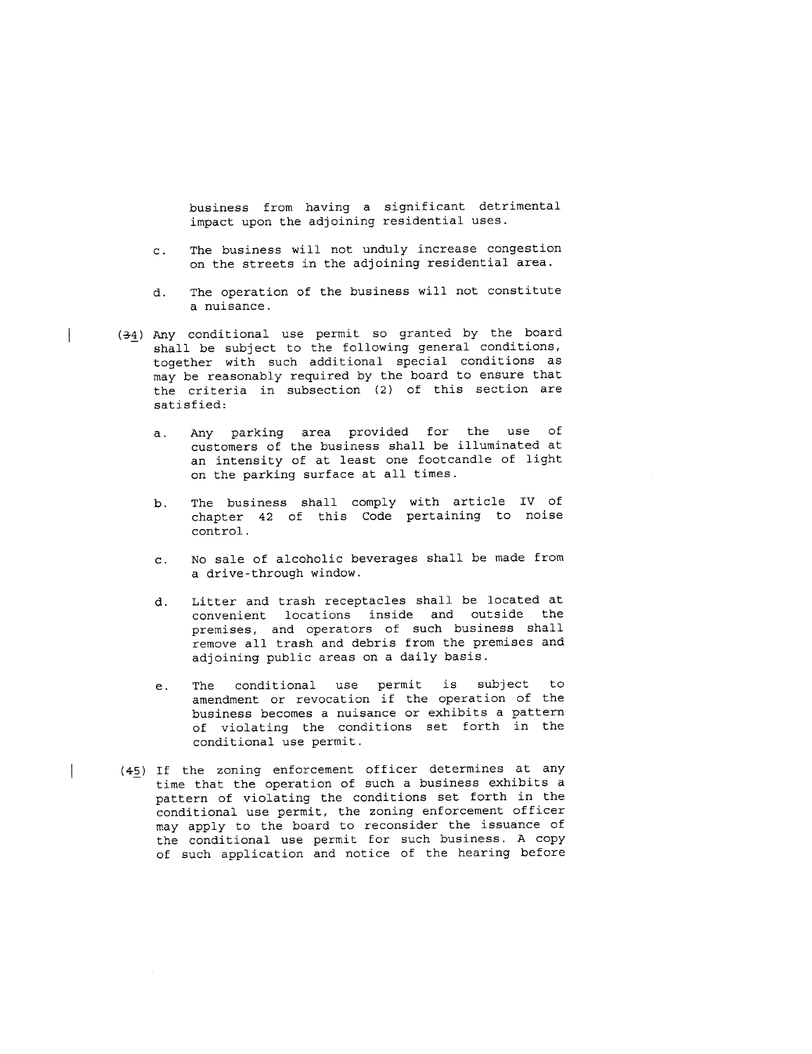business from having a significant detrimental impact upon the adjoining residential uses.

c. The business will not unduly increase congestion on the streets in the adjoining residential area.

d. The operation of the business will not constitute a nuisance.

(~~3~~4) Any conditional use permit so granted by the board shall be subject to the following general conditions, together with such additional special conditions as may be reasonably required by the board to ensure that the criteria in subsection (2) of this section are satisfied:

a. Any parking area provided for the use of customers of the business shall be illuminated at an intensity of at least one footcandle of light on the parking surface at all times.

b. The business shall comply with article IV of chapter 42 of this Code pertaining to noise control.

c. No sale of alcoholic beverages shall be made from a drive-through window.

d. Litter and trash receptacles shall be located at convenient locations inside and outside the premises, and operators of such business shall remove all trash and debris from the premises and adjoining public areas on a daily basis.

e. The conditional use permit is subject to amendment or revocation if the operation of the business becomes a nuisance or exhibits a pattern of violating the conditions set forth in the conditional use permit.

(~~4~~5) If the zoning enforcement officer determines at any time that the operation of such a business exhibits a pattern of violating the conditions set forth in the conditional use permit, the zoning enforcement officer may apply to the board to reconsider the issuance of the conditional use permit for such business. A copy of such application and notice of the hearing before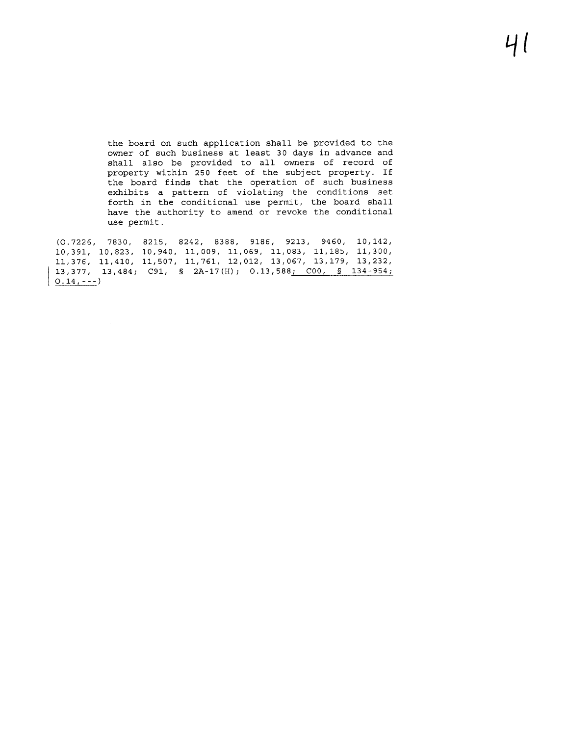the board on such application shall be provided to the owner of such business at least 30 days in advance and shall also be provided to all owners of record of property within 250 feet of the subject property. If the board finds that the operation of such business exhibits a pattern of violating the conditions set forth in the conditional use permit, the board shall have the authority to amend or revoke the conditional use permit.

(O.7226, 7830, 8215, 8242, 8388, 9186, 9213, 9460, 10,142, 10,391, 10,823, 10,940, 11,009, 11,069, 11,083, 11,185, 11,300, 11,376, 11,410, 11,507, 11,761, 12,012, 13,067, 13,179, 13,232, 13,377, 13,484; C91, § 2A-17(H); O.13,588; C00, § 134-954; O.14,---)